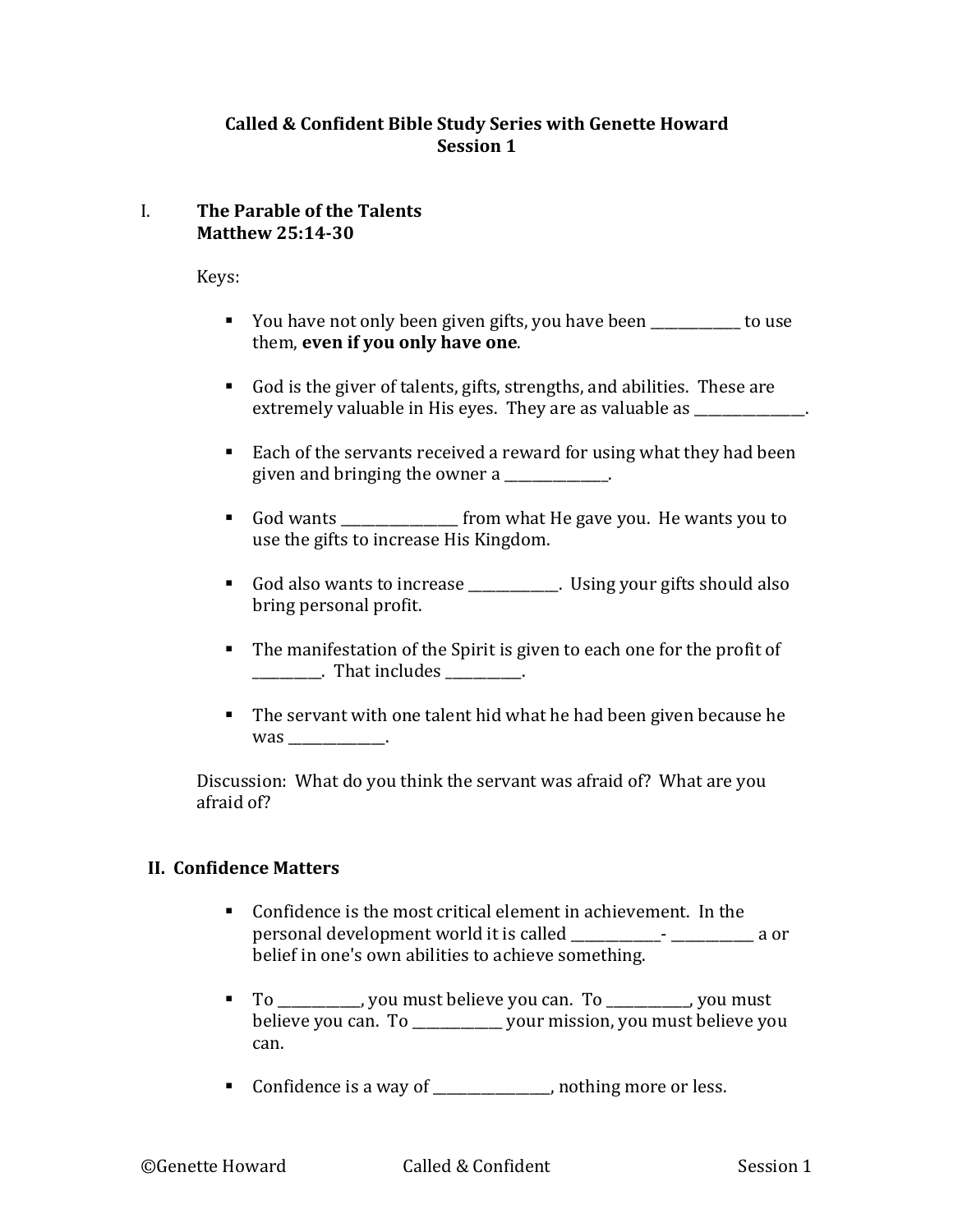# Called & Confident Bible Study Series with Genette Howard
## Session 1

## I. The Parable of the Talents
### Matthew 25:14-30

Keys:

- You have not only been given gifts, you have been _____________ to use them, **even if you only have one**.

- God is the giver of talents, gifts, strengths, and abilities. These are extremely valuable in His eyes. They are as valuable as _______________.

- Each of the servants received a reward for using what they had been given and bringing the owner a _______________.

- God wants _________________ from what He gave you. He wants you to use the gifts to increase His Kingdom.

- God also wants to increase _____________. Using your gifts should also bring personal profit.

- The manifestation of the Spirit is given to each one for the profit of __________. That includes ___________.

- The servant with one talent hid what he had been given because he was ______________.

Discussion: What do you think the servant was afraid of? What are you afraid of?

## II. Confidence Matters

- Confidence is the most critical element in achievement. In the personal development world it is called _____________- ____________ a or belief in one's own abilities to achieve something.

- To ____________, you must believe you can. To ____________, you must believe you can. To _____________ your mission, you must believe you can.

- Confidence is a way of _________________, nothing more or less.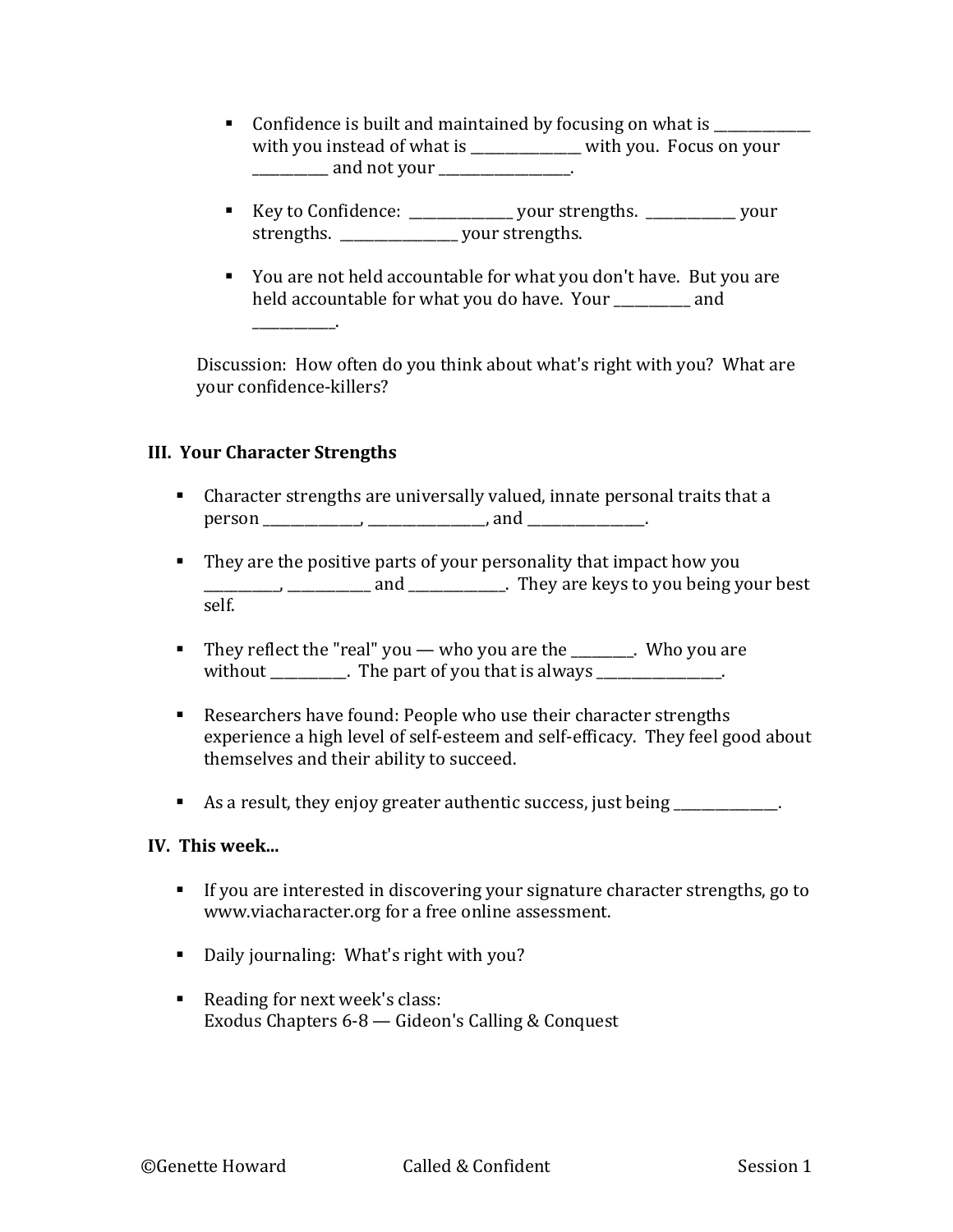- Confidence is built and maintained by focusing on what is ______________ with you instead of what is ________________ with you. Focus on your ___________ and not your ___________________.

- Key to Confidence: _______________ your strengths. ______________ your strengths. _________________ your strengths.

- You are not held accountable for what you don't have. But you are held accountable for what you do have. Your ___________ and ____________.

Discussion: How often do you think about what's right with you? What are your confidence-killers?

### III. Your Character Strengths

- Character strengths are universally valued, innate personal traits that a person ______________, _________________, and _________________.

- They are the positive parts of your personality that impact how you ___________, ____________ and ______________. They are keys to you being your best self.

- They reflect the "real" you — who you are the _________. Who you are without ___________. The part of you that is always __________________.

- Researchers have found: People who use their character strengths experience a high level of self-esteem and self-efficacy. They feel good about themselves and their ability to succeed.

- As a result, they enjoy greater authentic success, just being _______________.

### IV. This week...

- If you are interested in discovering your signature character strengths, go to www.viacharacter.org for a free online assessment.

- Daily journaling: What's right with you?

- Reading for next week's class:
  Exodus Chapters 6-8 — Gideon's Calling & Conquest